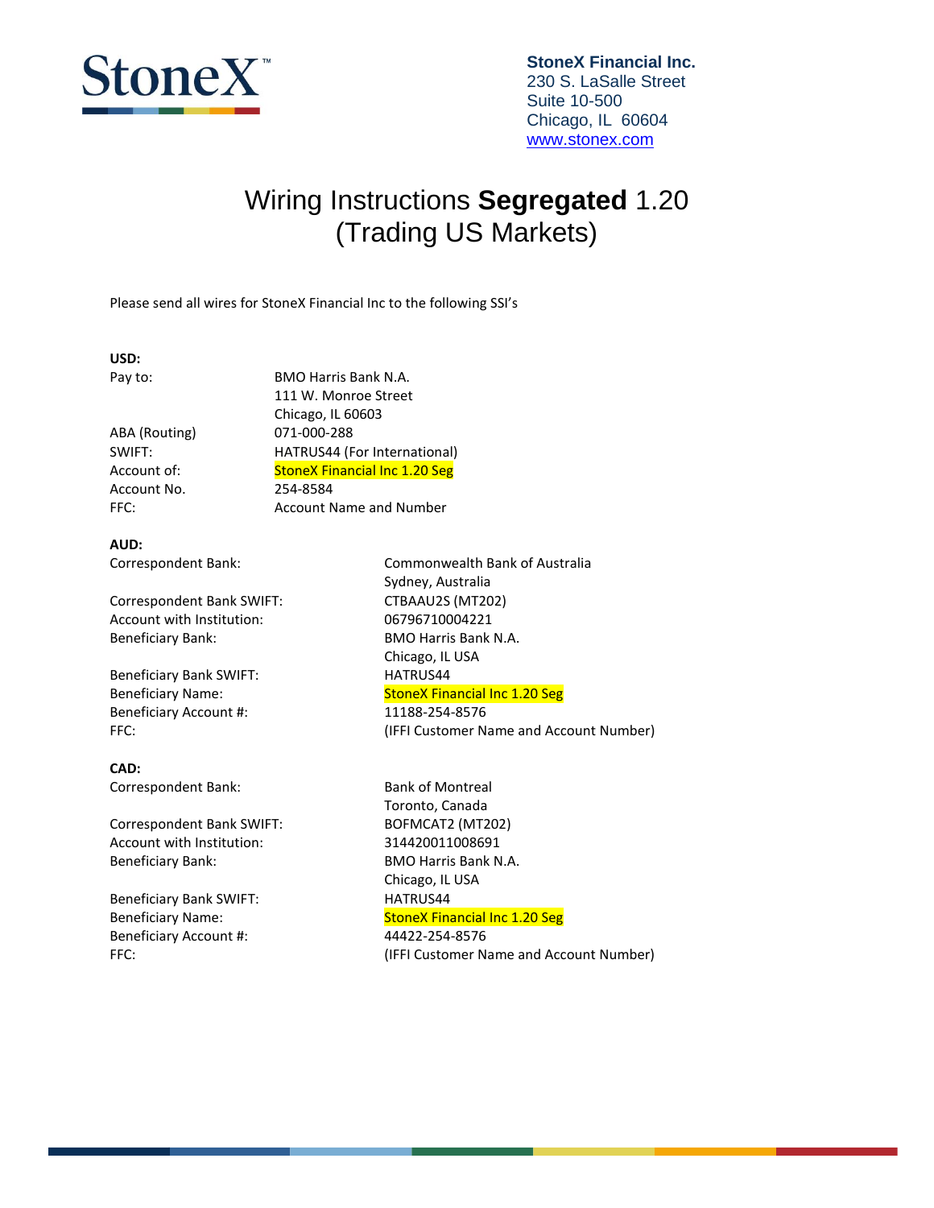StoneX™

**StoneX Financial Inc.**
230 S. LaSalle Street
Suite 10-500
Chicago, IL 60604
www.stonex.com

# Wiring Instructions **Segregated** 1.20 (Trading US Markets)

Please send all wires for StoneX Financial Inc to the following SSI's

**USD:**

| | |
|---|---|
| Pay to: | BMO Harris Bank N.A.<br>111 W. Monroe Street<br>Chicago, IL 60603 |
| ABA (Routing) | 071-000-288 |
| SWIFT: | HATRUS44 (For International) |
| Account of: | StoneX Financial Inc 1.20 Seg |
| Account No. | 254-8584 |
| FFC: | Account Name and Number |

**AUD:**

| | |
|---|---|
| Correspondent Bank: | Commonwealth Bank of Australia<br>Sydney, Australia |
| Correspondent Bank SWIFT: | CTBAAU2S (MT202) |
| Account with Institution: | 06796710004221 |
| Beneficiary Bank: | BMO Harris Bank N.A.<br>Chicago, IL USA |
| Beneficiary Bank SWIFT: | HATRUS44 |
| Beneficiary Name: | StoneX Financial Inc 1.20 Seg |
| Beneficiary Account #: | 11188-254-8576 |
| FFC: | (IFFI Customer Name and Account Number) |

**CAD:**

| | |
|---|---|
| Correspondent Bank: | Bank of Montreal<br>Toronto, Canada |
| Correspondent Bank SWIFT: | BOFMCAT2 (MT202) |
| Account with Institution: | 314420011008691 |
| Beneficiary Bank: | BMO Harris Bank N.A.<br>Chicago, IL USA |
| Beneficiary Bank SWIFT: | HATRUS44 |
| Beneficiary Name: | StoneX Financial Inc 1.20 Seg |
| Beneficiary Account #: | 44422-254-8576 |
| FFC: | (IFFI Customer Name and Account Number) |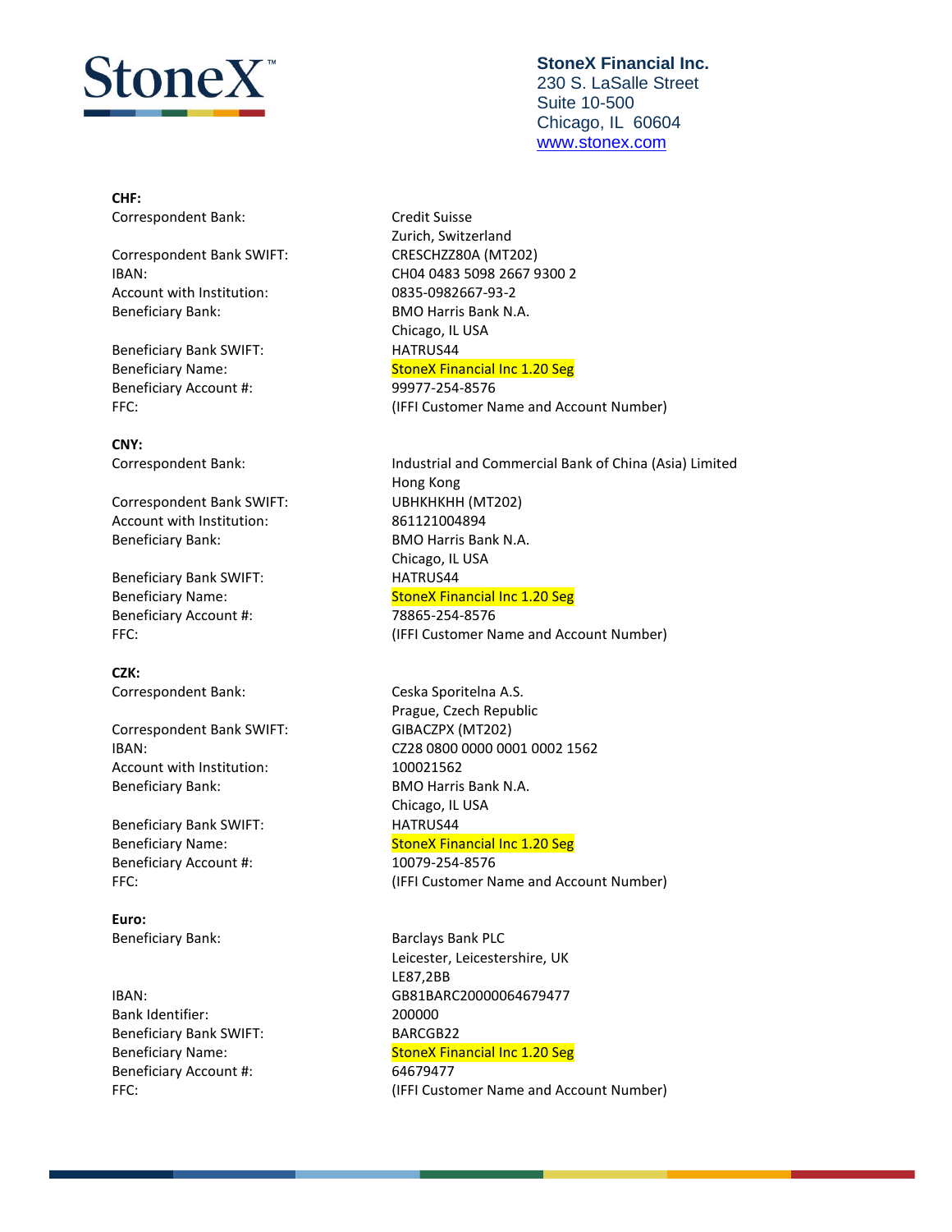**StoneX Financial Inc.**
230 S. LaSalle Street
Suite 10-500
Chicago, IL 60604
www.stonex.com

**CHF:**

| | |
|---|---|
| Correspondent Bank: | Credit Suisse<br>Zurich, Switzerland |
| Correspondent Bank SWIFT: | CRESCHZZ80A (MT202) |
| IBAN: | CH04 0483 5098 2667 9300 2 |
| Account with Institution: | 0835-0982667-93-2 |
| Beneficiary Bank: | BMO Harris Bank N.A.<br>Chicago, IL USA |
| Beneficiary Bank SWIFT: | HATRUS44 |
| Beneficiary Name: | StoneX Financial Inc 1.20 Seg |
| Beneficiary Account #: | 99977-254-8576 |
| FFC: | (IFFI Customer Name and Account Number) |

**CNY:**

| | |
|---|---|
| Correspondent Bank: | Industrial and Commercial Bank of China (Asia) Limited<br>Hong Kong |
| Correspondent Bank SWIFT: | UBHKHKHH (MT202) |
| Account with Institution: | 861121004894 |
| Beneficiary Bank: | BMO Harris Bank N.A.<br>Chicago, IL USA |
| Beneficiary Bank SWIFT: | HATRUS44 |
| Beneficiary Name: | StoneX Financial Inc 1.20 Seg |
| Beneficiary Account #: | 78865-254-8576 |
| FFC: | (IFFI Customer Name and Account Number) |

**CZK:**

| | |
|---|---|
| Correspondent Bank: | Ceska Sporitelna A.S.<br>Prague, Czech Republic |
| Correspondent Bank SWIFT: | GIBACZPX (MT202) |
| IBAN: | CZ28 0800 0000 0001 0002 1562 |
| Account with Institution: | 100021562 |
| Beneficiary Bank: | BMO Harris Bank N.A.<br>Chicago, IL USA |
| Beneficiary Bank SWIFT: | HATRUS44 |
| Beneficiary Name: | StoneX Financial Inc 1.20 Seg |
| Beneficiary Account #: | 10079-254-8576 |
| FFC: | (IFFI Customer Name and Account Number) |

**Euro:**

| | |
|---|---|
| Beneficiary Bank: | Barclays Bank PLC<br>Leicester, Leicestershire, UK<br>LE87,2BB |
| IBAN: | GB81BARC20000064679477 |
| Bank Identifier: | 200000 |
| Beneficiary Bank SWIFT: | BARCGB22 |
| Beneficiary Name: | StoneX Financial Inc 1.20 Seg |
| Beneficiary Account #: | 64679477 |
| FFC: | (IFFI Customer Name and Account Number) |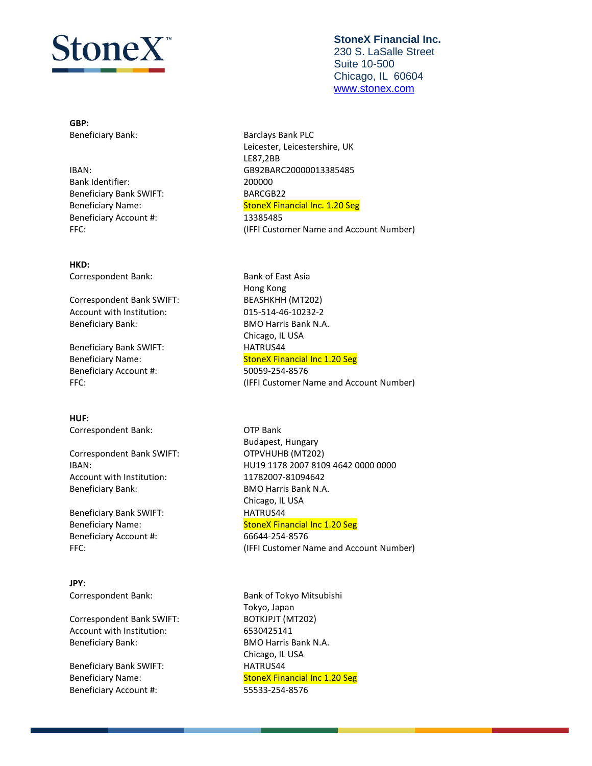**StoneX Financial Inc.**
230 S. LaSalle Street
Suite 10-500
Chicago, IL 60604
www.stonex.com

**GBP:**

| | |
|---|---|
| Beneficiary Bank: | Barclays Bank PLC<br>Leicester, Leicestershire, UK<br>LE87,2BB |
| IBAN: | GB92BARC20000013385485 |
| Bank Identifier: | 200000 |
| Beneficiary Bank SWIFT: | BARCGB22 |
| Beneficiary Name: | StoneX Financial Inc. 1.20 Seg |
| Beneficiary Account #: | 13385485 |
| FFC: | (IFFI Customer Name and Account Number) |

**HKD:**

| | |
|---|---|
| Correspondent Bank: | Bank of East Asia<br>Hong Kong |
| Correspondent Bank SWIFT: | BEASHKHH (MT202) |
| Account with Institution: | 015-514-46-10232-2 |
| Beneficiary Bank: | BMO Harris Bank N.A.<br>Chicago, IL USA |
| Beneficiary Bank SWIFT: | HATRUS44 |
| Beneficiary Name: | StoneX Financial Inc 1.20 Seg |
| Beneficiary Account #: | 50059-254-8576 |
| FFC: | (IFFI Customer Name and Account Number) |

**HUF:**

| | |
|---|---|
| Correspondent Bank: | OTP Bank<br>Budapest, Hungary |
| Correspondent Bank SWIFT: | OTPVHUHB (MT202) |
| IBAN: | HU19 1178 2007 8109 4642 0000 0000 |
| Account with Institution: | 11782007-81094642 |
| Beneficiary Bank: | BMO Harris Bank N.A.<br>Chicago, IL USA |
| Beneficiary Bank SWIFT: | HATRUS44 |
| Beneficiary Name: | StoneX Financial Inc 1.20 Seg |
| Beneficiary Account #: | 66644-254-8576 |
| FFC: | (IFFI Customer Name and Account Number) |

**JPY:**

| | |
|---|---|
| Correspondent Bank: | Bank of Tokyo Mitsubishi<br>Tokyo, Japan |
| Correspondent Bank SWIFT: | BOTKJPJT (MT202) |
| Account with Institution: | 6530425141 |
| Beneficiary Bank: | BMO Harris Bank N.A.<br>Chicago, IL USA |
| Beneficiary Bank SWIFT: | HATRUS44 |
| Beneficiary Name: | StoneX Financial Inc 1.20 Seg |
| Beneficiary Account #: | 55533-254-8576 |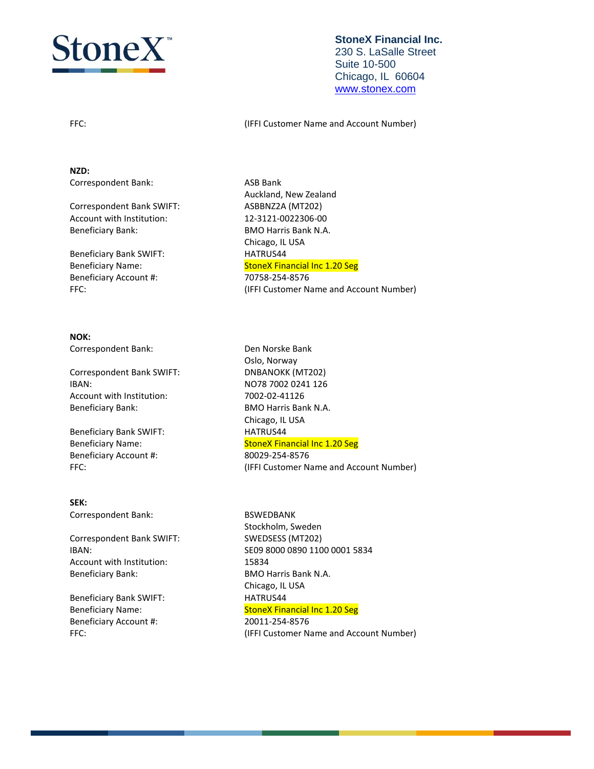**StoneX Financial Inc.**
230 S. LaSalle Street
Suite 10-500
Chicago, IL 60604
www.stonex.com

| | |
|---|---|
| FFC: | (IFFI Customer Name and Account Number) |

**NZD:**

| | |
|---|---|
| Correspondent Bank: | ASB Bank<br>Auckland, New Zealand |
| Correspondent Bank SWIFT: | ASBBNZ2A (MT202) |
| Account with Institution: | 12-3121-0022306-00 |
| Beneficiary Bank: | BMO Harris Bank N.A.<br>Chicago, IL USA |
| Beneficiary Bank SWIFT: | HATRUS44 |
| Beneficiary Name: | StoneX Financial Inc 1.20 Seg |
| Beneficiary Account #: | 70758-254-8576 |
| FFC: | (IFFI Customer Name and Account Number) |

**NOK:**

| | |
|---|---|
| Correspondent Bank: | Den Norske Bank<br>Oslo, Norway |
| Correspondent Bank SWIFT: | DNBANOKK (MT202) |
| IBAN: | NO78 7002 0241 126 |
| Account with Institution: | 7002-02-41126 |
| Beneficiary Bank: | BMO Harris Bank N.A.<br>Chicago, IL USA |
| Beneficiary Bank SWIFT: | HATRUS44 |
| Beneficiary Name: | StoneX Financial Inc 1.20 Seg |
| Beneficiary Account #: | 80029-254-8576 |
| FFC: | (IFFI Customer Name and Account Number) |

**SEK:**

| | |
|---|---|
| Correspondent Bank: | BSWEDBANK<br>Stockholm, Sweden |
| Correspondent Bank SWIFT: | SWEDSESS (MT202) |
| IBAN: | SE09 8000 0890 1100 0001 5834 |
| Account with Institution: | 15834 |
| Beneficiary Bank: | BMO Harris Bank N.A.<br>Chicago, IL USA |
| Beneficiary Bank SWIFT: | HATRUS44 |
| Beneficiary Name: | StoneX Financial Inc 1.20 Seg |
| Beneficiary Account #: | 20011-254-8576 |
| FFC: | (IFFI Customer Name and Account Number) |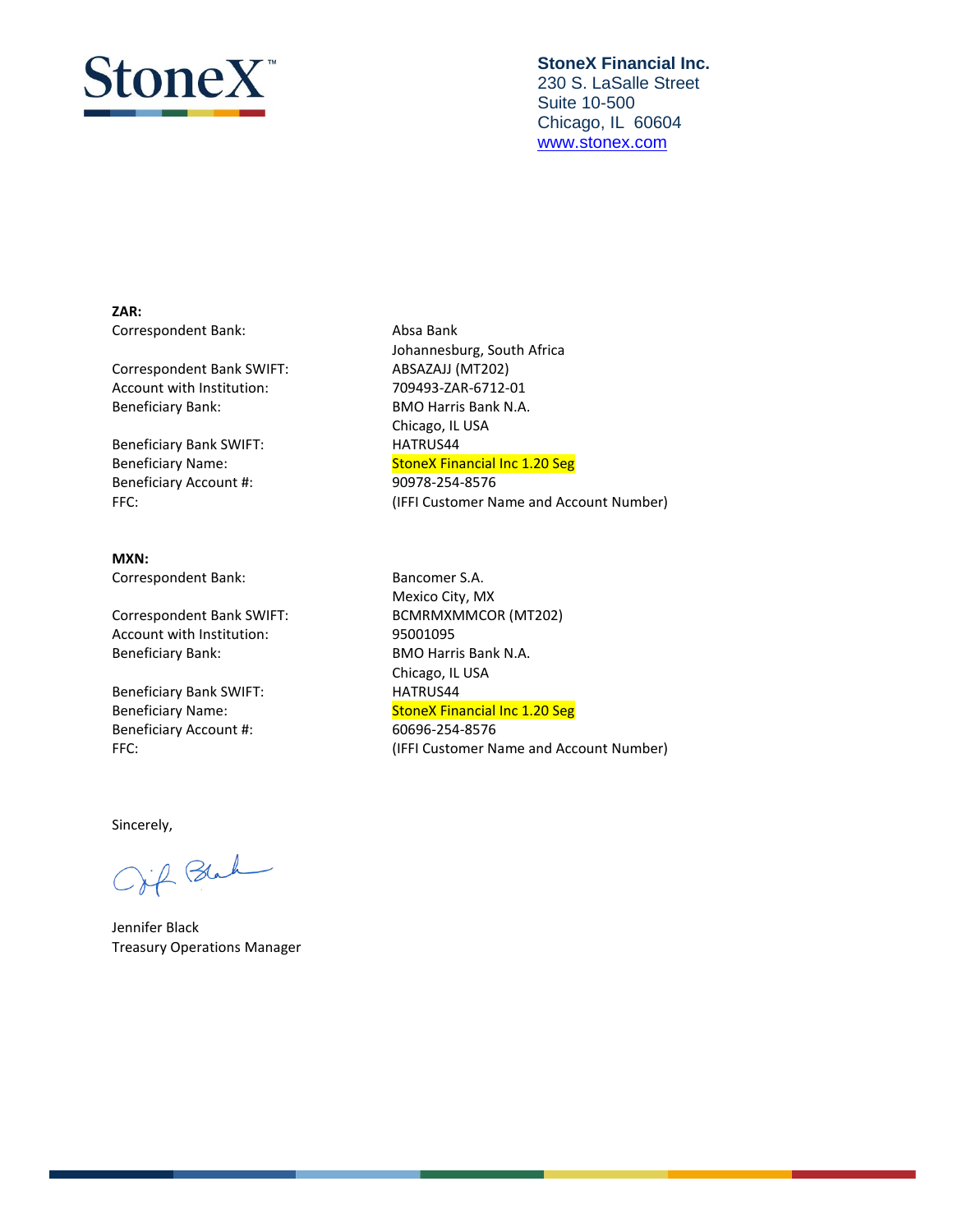**StoneX Financial Inc.**
230 S. LaSalle Street
Suite 10-500
Chicago, IL 60604
www.stonex.com

**ZAR:**

| | |
|---|---|
| Correspondent Bank: | Absa Bank<br>Johannesburg, South Africa |
| Correspondent Bank SWIFT: | ABSAZAJJ (MT202) |
| Account with Institution: | 709493-ZAR-6712-01 |
| Beneficiary Bank: | BMO Harris Bank N.A.<br>Chicago, IL USA |
| Beneficiary Bank SWIFT: | HATRUS44 |
| Beneficiary Name: | StoneX Financial Inc 1.20 Seg |
| Beneficiary Account #: | 90978-254-8576 |
| FFC: | (IFFI Customer Name and Account Number) |

**MXN:**

| | |
|---|---|
| Correspondent Bank: | Bancomer S.A.<br>Mexico City, MX |
| Correspondent Bank SWIFT: | BCMRMXMMCOR (MT202) |
| Account with Institution: | 95001095 |
| Beneficiary Bank: | BMO Harris Bank N.A.<br>Chicago, IL USA |
| Beneficiary Bank SWIFT: | HATRUS44 |
| Beneficiary Name: | StoneX Financial Inc 1.20 Seg |
| Beneficiary Account #: | 60696-254-8576 |
| FFC: | (IFFI Customer Name and Account Number) |

Sincerely,

Jennifer Black
Treasury Operations Manager